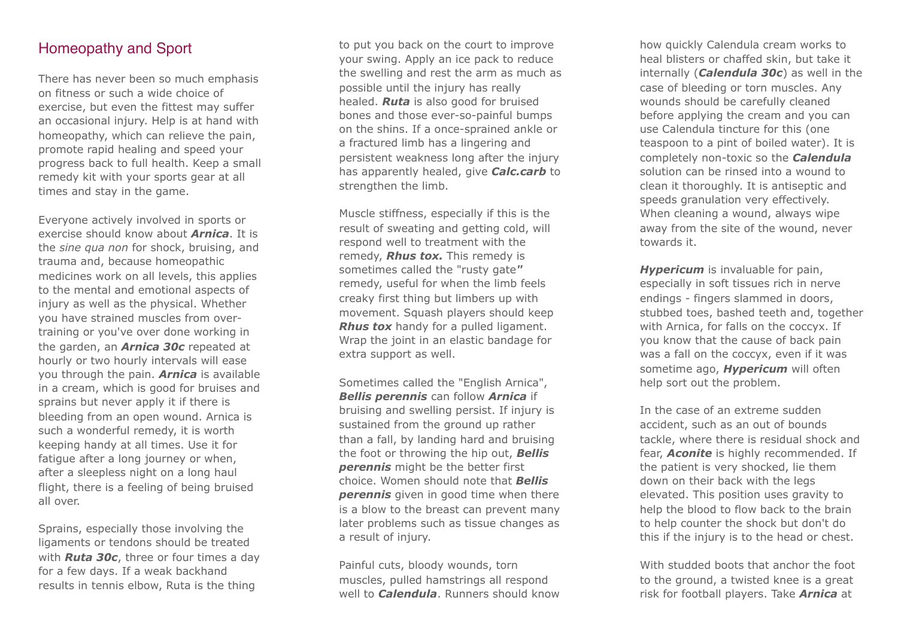# Homeopathy and Sport

There has never been so much emphasis on fitness or such a wide choice of exercise, but even the fittest may suffer an occasional injury. Help is at hand with homeopathy, which can relieve the pain, promote rapid healing and speed your progress back to full health. Keep a small remedy kit with your sports gear at all times and stay in the game.

Everyone actively involved in sports or exercise should know about ***Arnica***. It is the *sine qua non* for shock, bruising, and trauma and, because homeopathic medicines work on all levels, this applies to the mental and emotional aspects of injury as well as the physical. Whether you have strained muscles from over-training or you've over done working in the garden, an ***Arnica 30c*** repeated at hourly or two hourly intervals will ease you through the pain. ***Arnica*** is available in a cream, which is good for bruises and sprains but never apply it if there is bleeding from an open wound. Arnica is such a wonderful remedy, it is worth keeping handy at all times. Use it for fatigue after a long journey or when, after a sleepless night on a long haul flight, there is a feeling of being bruised all over.

Sprains, especially those involving the ligaments or tendons should be treated with ***Ruta 30c***, three or four times a day for a few days. If a weak backhand results in tennis elbow, Ruta is the thing to put you back on the court to improve your swing. Apply an ice pack to reduce the swelling and rest the arm as much as possible until the injury has really healed. ***Ruta*** is also good for bruised bones and those ever-so-painful bumps on the shins. If a once-sprained ankle or a fractured limb has a lingering and persistent weakness long after the injury has apparently healed, give ***Calc.carb*** to strengthen the limb.

Muscle stiffness, especially if this is the result of sweating and getting cold, will respond well to treatment with the remedy, ***Rhus tox.*** This remedy is sometimes called the "rusty gate" remedy, useful for when the limb feels creaky first thing but limbers up with movement. Squash players should keep ***Rhus tox*** handy for a pulled ligament. Wrap the joint in an elastic bandage for extra support as well.

Sometimes called the "English Arnica", ***Bellis perennis*** can follow ***Arnica*** if bruising and swelling persist. If injury is sustained from the ground up rather than a fall, by landing hard and bruising the foot or throwing the hip out, ***Bellis perennis*** might be the better first choice. Women should note that ***Bellis perennis*** given in good time when there is a blow to the breast can prevent many later problems such as tissue changes as a result of injury.

Painful cuts, bloody wounds, torn muscles, pulled hamstrings all respond well to ***Calendula***. Runners should know how quickly Calendula cream works to heal blisters or chaffed skin, but take it internally (***Calendula 30c***) as well in the case of bleeding or torn muscles. Any wounds should be carefully cleaned before applying the cream and you can use Calendula tincture for this (one teaspoon to a pint of boiled water). It is completely non-toxic so the ***Calendula*** solution can be rinsed into a wound to clean it thoroughly. It is antiseptic and speeds granulation very effectively. When cleaning a wound, always wipe away from the site of the wound, never towards it.

***Hypericum*** is invaluable for pain, especially in soft tissues rich in nerve endings - fingers slammed in doors, stubbed toes, bashed teeth and, together with Arnica, for falls on the coccyx. If you know that the cause of back pain was a fall on the coccyx, even if it was sometime ago, ***Hypericum*** will often help sort out the problem.

In the case of an extreme sudden accident, such as an out of bounds tackle, where there is residual shock and fear, ***Aconite*** is highly recommended. If the patient is very shocked, lie them down on their back with the legs elevated. This position uses gravity to help the blood to flow back to the brain to help counter the shock but don't do this if the injury is to the head or chest.

With studded boots that anchor the foot to the ground, a twisted knee is a great risk for football players. Take ***Arnica*** at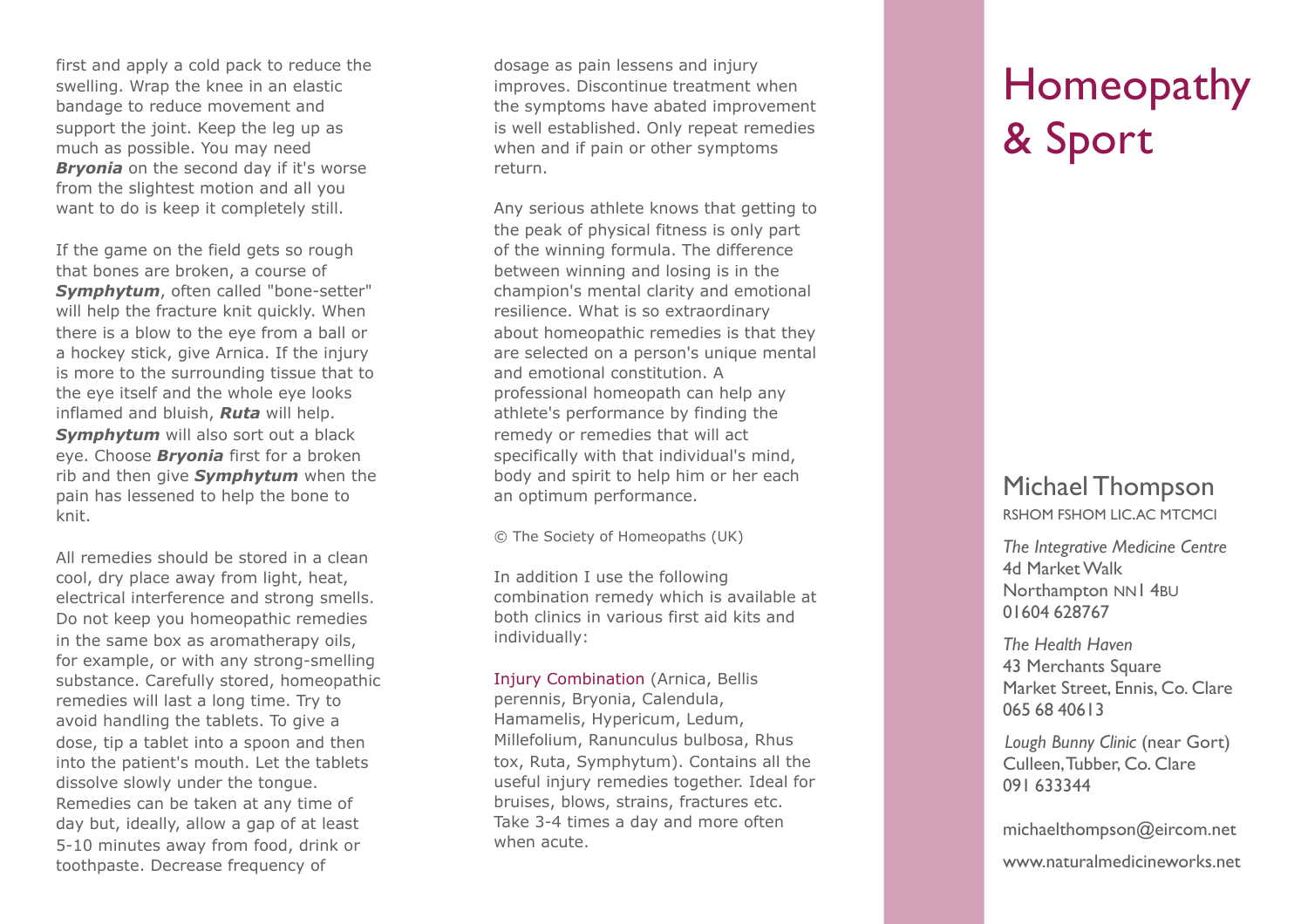first and apply a cold pack to reduce the swelling. Wrap the knee in an elastic bandage to reduce movement and support the joint. Keep the leg up as much as possible. You may need ***Bryonia*** on the second day if it's worse from the slightest motion and all you want to do is keep it completely still.

If the game on the field gets so rough that bones are broken, a course of ***Symphytum***, often called "bone-setter" will help the fracture knit quickly. When there is a blow to the eye from a ball or a hockey stick, give Arnica. If the injury is more to the surrounding tissue that to the eye itself and the whole eye looks inflamed and bluish, ***Ruta*** will help. ***Symphytum*** will also sort out a black eye. Choose ***Bryonia*** first for a broken rib and then give ***Symphytum*** when the pain has lessened to help the bone to knit.

All remedies should be stored in a clean cool, dry place away from light, heat, electrical interference and strong smells. Do not keep you homeopathic remedies in the same box as aromatherapy oils, for example, or with any strong-smelling substance. Carefully stored, homeopathic remedies will last a long time. Try to avoid handling the tablets. To give a dose, tip a tablet into a spoon and then into the patient's mouth. Let the tablets dissolve slowly under the tongue. Remedies can be taken at any time of day but, ideally, allow a gap of at least 5-10 minutes away from food, drink or toothpaste. Decrease frequency of dosage as pain lessens and injury improves. Discontinue treatment when the symptoms have abated improvement is well established. Only repeat remedies when and if pain or other symptoms return.

Any serious athlete knows that getting to the peak of physical fitness is only part of the winning formula. The difference between winning and losing is in the champion's mental clarity and emotional resilience. What is so extraordinary about homeopathic remedies is that they are selected on a person's unique mental and emotional constitution. A professional homeopath can help any athlete's performance by finding the remedy or remedies that will act specifically with that individual's mind, body and spirit to help him or her each an optimum performance.

© The Society of Homeopaths (UK)

In addition I use the following combination remedy which is available at both clinics in various first aid kits and individually:

Injury Combination (Arnica, Bellis perennis, Bryonia, Calendula, Hamamelis, Hypericum, Ledum, Millefolium, Ranunculus bulbosa, Rhus tox, Ruta, Symphytum). Contains all the useful injury remedies together. Ideal for bruises, blows, strains, fractures etc. Take 3-4 times a day and more often when acute.

# Homeopathy & Sport

## Michael Thompson

RSHOM FSHOM LIC.AC MTCMCI

*The Integrative Medicine Centre*
4d Market Walk
Northampton NN1 4BU
01604 628767

*The Health Haven*
43 Merchants Square
Market Street, Ennis, Co. Clare
065 68 40613

*Lough Bunny Clinic* (near Gort)
Culleen, Tubber, Co. Clare
091 633344

michaelthompson@eircom.net

www.naturalmedicineworks.net